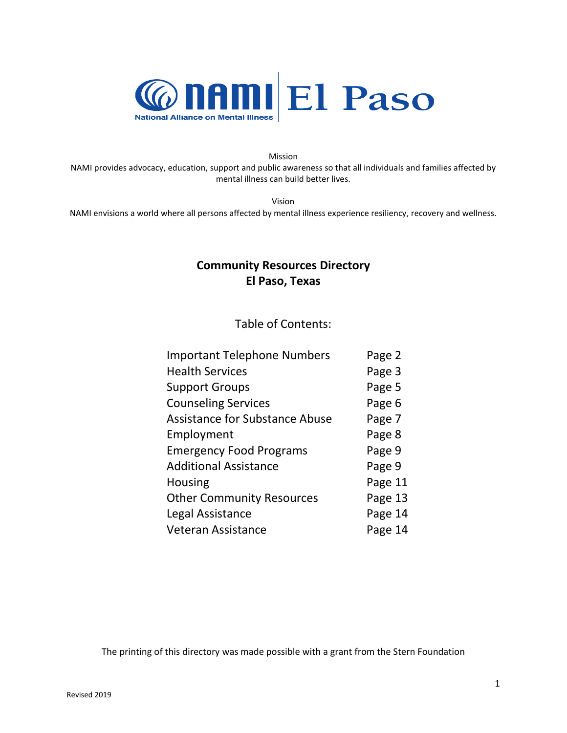# NAMI El Paso

National Alliance on Mental Illness

Mission

NAMI provides advocacy, education, support and public awareness so that all individuals and families affected by mental illness can build better lives.

Vision

NAMI envisions a world where all persons affected by mental illness experience resiliency, recovery and wellness.

## Community Resources Directory
## El Paso, Texas

Table of Contents:

| | |
|---|---|
| Important Telephone Numbers | Page 2 |
| Health Services | Page 3 |
| Support Groups | Page 5 |
| Counseling Services | Page 6 |
| Assistance for Substance Abuse | Page 7 |
| Employment | Page 8 |
| Emergency Food Programs | Page 9 |
| Additional Assistance | Page 9 |
| Housing | Page 11 |
| Other Community Resources | Page 13 |
| Legal Assistance | Page 14 |
| Veteran Assistance | Page 14 |

The printing of this directory was made possible with a grant from the Stern Foundation

Revised 2019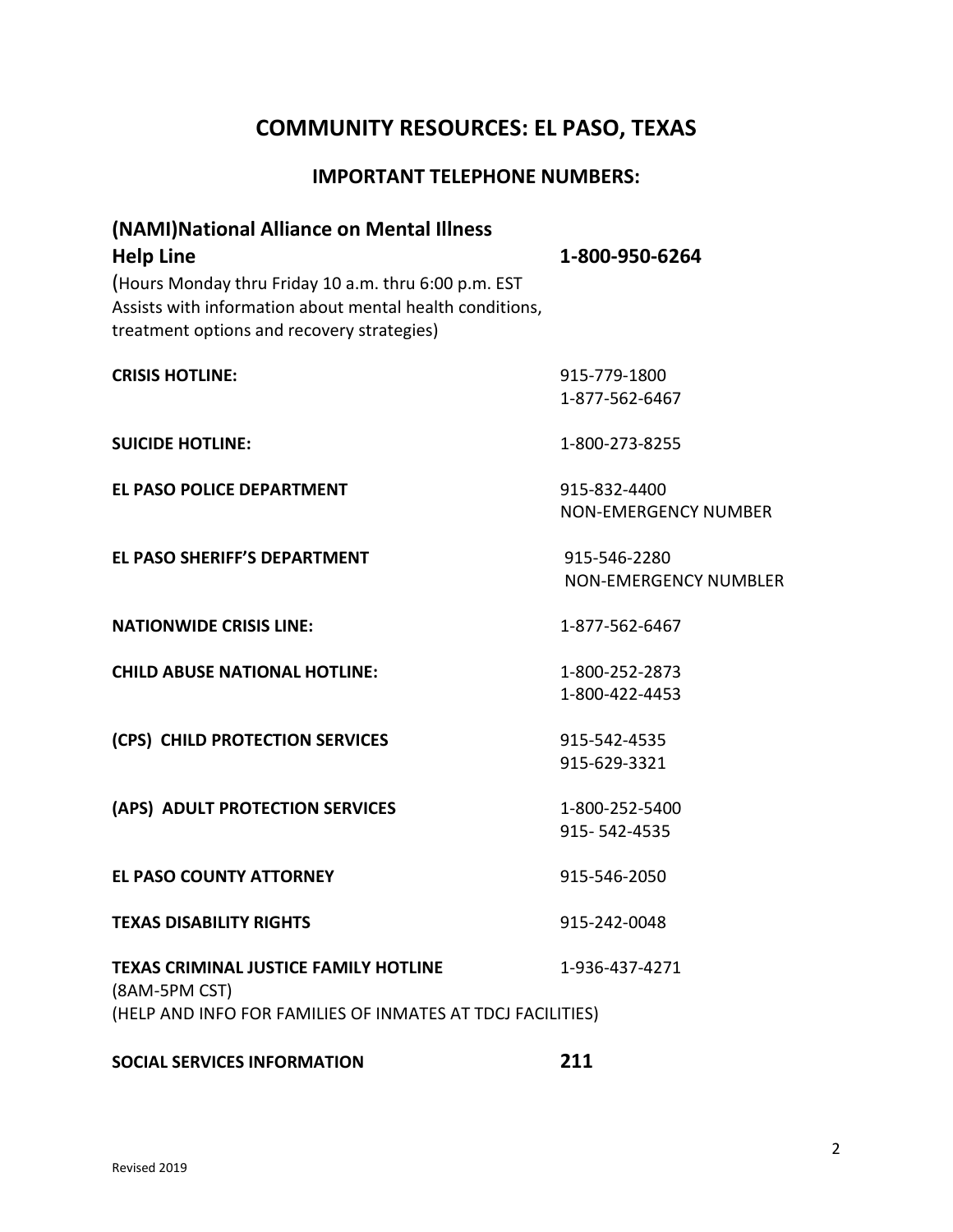# COMMUNITY RESOURCES: EL PASO, TEXAS

## IMPORTANT TELEPHONE NUMBERS:

### (NAMI)National Alliance on Mental Illness Help Line — 1-800-950-6264

(Hours Monday thru Friday 10 a.m. thru 6:00 p.m. EST
Assists with information about mental health conditions, treatment options and recovery strategies)

**CRISIS HOTLINE:** 915-779-1800
1-877-562-6467

**SUICIDE HOTLINE:** 1-800-273-8255

**EL PASO POLICE DEPARTMENT** 915-832-4400
NON-EMERGENCY NUMBER

**EL PASO SHERIFF'S DEPARTMENT** 915-546-2280
NON-EMERGENCY NUMBLER

**NATIONWIDE CRISIS LINE:** 1-877-562-6467

**CHILD ABUSE NATIONAL HOTLINE:** 1-800-252-2873
1-800-422-4453

**(CPS) CHILD PROTECTION SERVICES** 915-542-4535
915-629-3321

**(APS) ADULT PROTECTION SERVICES** 1-800-252-5400
915- 542-4535

**EL PASO COUNTY ATTORNEY** 915-546-2050

**TEXAS DISABILITY RIGHTS** 915-242-0048

**TEXAS CRIMINAL JUSTICE FAMILY HOTLINE** 1-936-437-4271
(8AM-5PM CST)
(HELP AND INFO FOR FAMILIES OF INMATES AT TDCJ FACILITIES)

**SOCIAL SERVICES INFORMATION** **211**

Revised 2019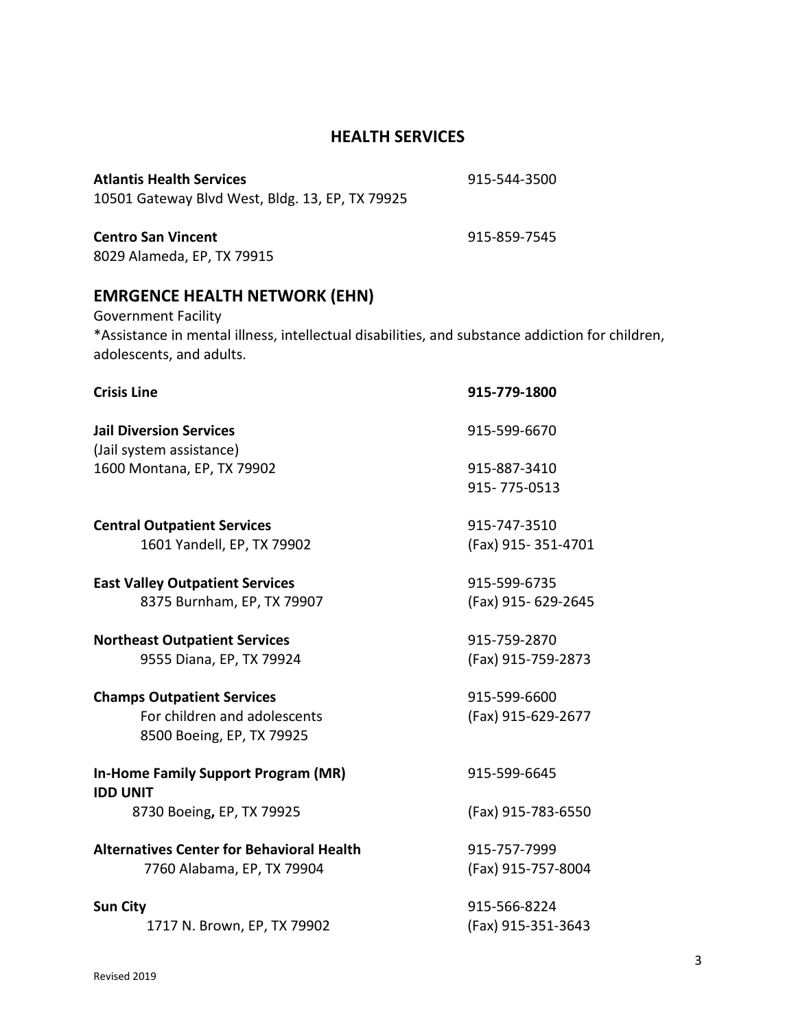# HEALTH SERVICES

**Atlantis Health Services** 915-544-3500
10501 Gateway Blvd West, Bldg. 13, EP, TX 79925

**Centro San Vincent** 915-859-7545
8029 Alameda, EP, TX 79915

## EMRGENCE HEALTH NETWORK (EHN)

Government Facility
*Assistance in mental illness, intellectual disabilities, and substance addiction for children, adolescents, and adults.

**Crisis Line** **915-779-1800**

**Jail Diversion Services** 915-599-6670
(Jail system assistance)
1600 Montana, EP, TX 79902 915-887-3410
915- 775-0513

**Central Outpatient Services** 915-747-3510
1601 Yandell, EP, TX 79902 (Fax) 915- 351-4701

**East Valley Outpatient Services** 915-599-6735
8375 Burnham, EP, TX 79907 (Fax) 915- 629-2645

**Northeast Outpatient Services** 915-759-2870
9555 Diana, EP, TX 79924 (Fax) 915-759-2873

**Champs Outpatient Services** 915-599-6600
For children and adolescents (Fax) 915-629-2677
8500 Boeing, EP, TX 79925

**In-Home Family Support Program (MR)** 915-599-6645
**IDD UNIT**
8730 Boeing**,** EP, TX 79925 (Fax) 915-783-6550

**Alternatives Center for Behavioral Health** 915-757-7999
7760 Alabama, EP, TX 79904 (Fax) 915-757-8004

**Sun City** 915-566-8224
1717 N. Brown, EP, TX 79902 (Fax) 915-351-3643

Revised 2019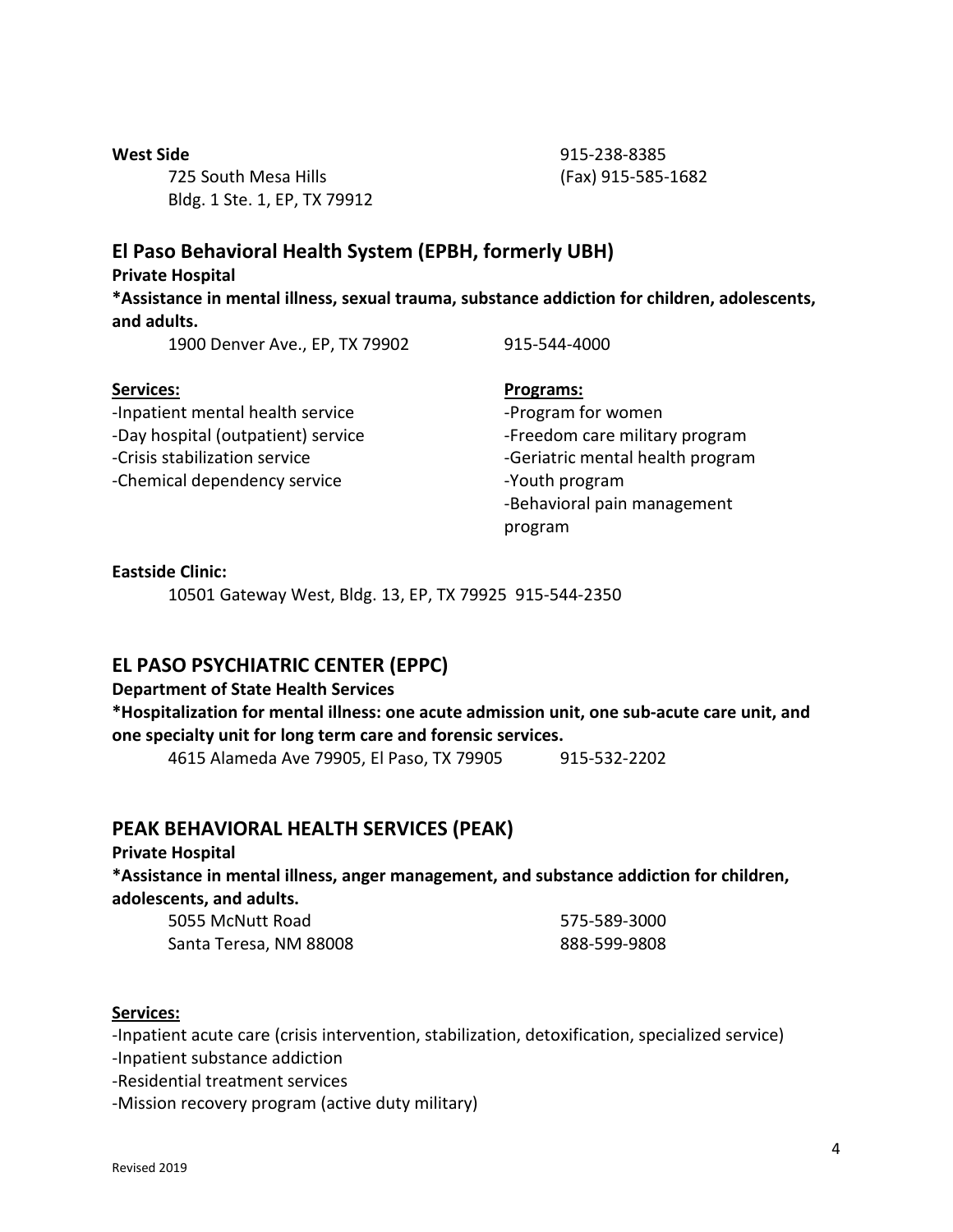**West Side**

725 South Mesa Hills
Bldg. 1 Ste. 1, EP, TX 79912

915-238-8385
(Fax) 915-585-1682

## El Paso Behavioral Health System (EPBH, formerly UBH)

**Private Hospital**

**\*Assistance in mental illness, sexual trauma, substance addiction for children, adolescents, and adults.**

1900 Denver Ave., EP, TX 79902 915-544-4000

**Services:**

- -Inpatient mental health service
- -Day hospital (outpatient) service
- -Crisis stabilization service
- -Chemical dependency service

**Programs:**

- -Program for women
- -Freedom care military program
- -Geriatric mental health program
- -Youth program
- -Behavioral pain management program

**Eastside Clinic:**

10501 Gateway West, Bldg. 13, EP, TX 79925 915-544-2350

## EL PASO PSYCHIATRIC CENTER (EPPC)

**Department of State Health Services**

**\*Hospitalization for mental illness: one acute admission unit, one sub-acute care unit, and one specialty unit for long term care and forensic services.**

4615 Alameda Ave 79905, El Paso, TX 79905 915-532-2202

## PEAK BEHAVIORAL HEALTH SERVICES (PEAK)

**Private Hospital**

**\*Assistance in mental illness, anger management, and substance addiction for children, adolescents, and adults.**

5055 McNutt Road
Santa Teresa, NM 88008

575-589-3000
888-599-9808

**Services:**

- -Inpatient acute care (crisis intervention, stabilization, detoxification, specialized service)
- -Inpatient substance addiction
- -Residential treatment services
- -Mission recovery program (active duty military)

Revised 2019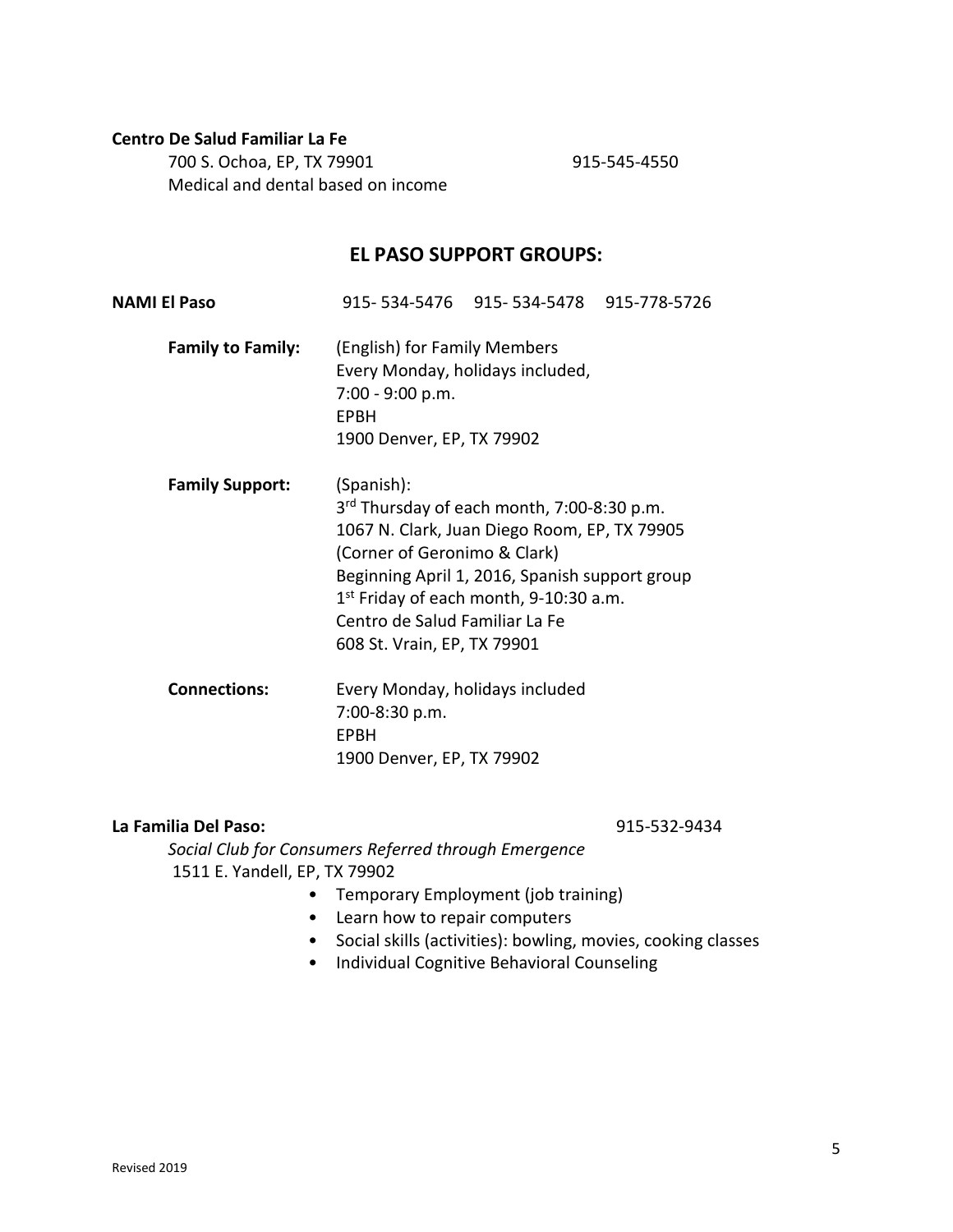**Centro De Salud Familiar La Fe**

700 S. Ochoa, EP, TX 79901 915-545-4550
Medical and dental based on income

## EL PASO SUPPORT GROUPS:

**NAMI El Paso** 915- 534-5476 915- 534-5478 915-778-5726

**Family to Family:**
(English) for Family Members
Every Monday, holidays included,
7:00 - 9:00 p.m.
EPBH
1900 Denver, EP, TX 79902

**Family Support:**
(Spanish):
3rd Thursday of each month, 7:00-8:30 p.m.
1067 N. Clark, Juan Diego Room, EP, TX 79905
(Corner of Geronimo & Clark)
Beginning April 1, 2016, Spanish support group
1st Friday of each month, 9-10:30 a.m.
Centro de Salud Familiar La Fe
608 St. Vrain, EP, TX 79901

**Connections:**
Every Monday, holidays included
7:00-8:30 p.m.
EPBH
1900 Denver, EP, TX 79902

**La Familia Del Paso:** 915-532-9434

*Social Club for Consumers Referred through Emergence*
1511 E. Yandell, EP, TX 79902

- Temporary Employment (job training)
- Learn how to repair computers
- Social skills (activities): bowling, movies, cooking classes
- Individual Cognitive Behavioral Counseling

Revised 2019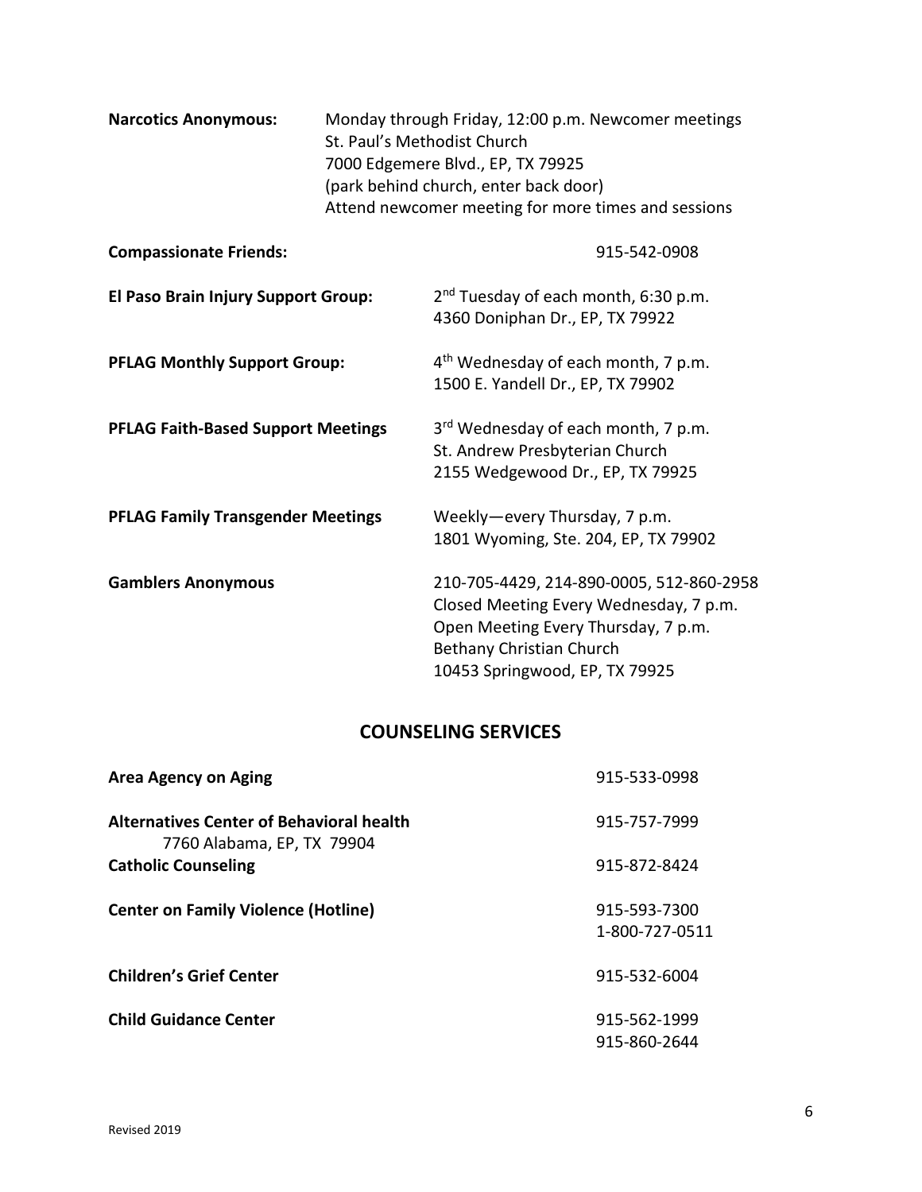**Narcotics Anonymous:** Monday through Friday, 12:00 p.m. Newcomer meetings
St. Paul's Methodist Church
7000 Edgemere Blvd., EP, TX 79925
(park behind church, enter back door)
Attend newcomer meeting for more times and sessions

**Compassionate Friends:** 915-542-0908

**El Paso Brain Injury Support Group:** 2nd Tuesday of each month, 6:30 p.m.
4360 Doniphan Dr., EP, TX 79922

**PFLAG Monthly Support Group:** 4th Wednesday of each month, 7 p.m.
1500 E. Yandell Dr., EP, TX 79902

**PFLAG Faith-Based Support Meetings** 3rd Wednesday of each month, 7 p.m.
St. Andrew Presbyterian Church
2155 Wedgewood Dr., EP, TX 79925

**PFLAG Family Transgender Meetings** Weekly—every Thursday, 7 p.m.
1801 Wyoming, Ste. 204, EP, TX 79902

**Gamblers Anonymous** 210-705-4429, 214-890-0005, 512-860-2958
Closed Meeting Every Wednesday, 7 p.m.
Open Meeting Every Thursday, 7 p.m.
Bethany Christian Church
10453 Springwood, EP, TX 79925

## COUNSELING SERVICES

**Area Agency on Aging** 915-533-0998

**Alternatives Center of Behavioral health** 915-757-7999
7760 Alabama, EP, TX 79904

**Catholic Counseling** 915-872-8424

**Center on Family Violence (Hotline)** 915-593-7300
1-800-727-0511

**Children's Grief Center** 915-532-6004

**Child Guidance Center** 915-562-1999
915-860-2644

Revised 2019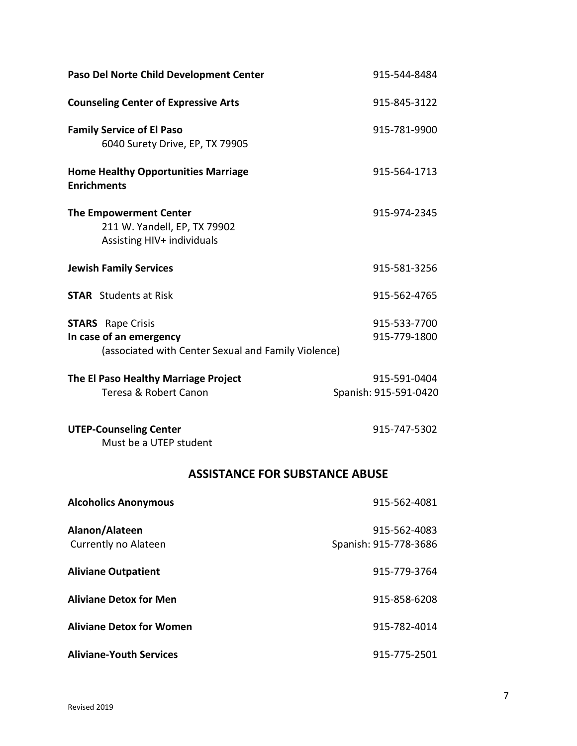**Paso Del Norte Child Development Center** 915-544-8484

**Counseling Center of Expressive Arts** 915-845-3122

**Family Service of El Paso** 915-781-9900
6040 Surety Drive, EP, TX 79905

**Home Healthy Opportunities Marriage Enrichments** 915-564-1713

**The Empowerment Center** 915-974-2345
211 W. Yandell, EP, TX 79902
Assisting HIV+ individuals

**Jewish Family Services** 915-581-3256

**STAR** Students at Risk 915-562-4765

**STARS** Rape Crisis 915-533-7700
**In case of an emergency** 915-779-1800
(associated with Center Sexual and Family Violence)

**The El Paso Healthy Marriage Project** 915-591-0404
Teresa & Robert Canon Spanish: 915-591-0420

**UTEP-Counseling Center** 915-747-5302
Must be a UTEP student

## ASSISTANCE FOR SUBSTANCE ABUSE

**Alcoholics Anonymous** 915-562-4081

**Alanon/Alateen** 915-562-4083
Currently no Alateen Spanish: 915-778-3686

**Aliviane Outpatient** 915-779-3764

**Aliviane Detox for Men** 915-858-6208

**Aliviane Detox for Women** 915-782-4014

**Aliviane-Youth Services** 915-775-2501

Revised 2019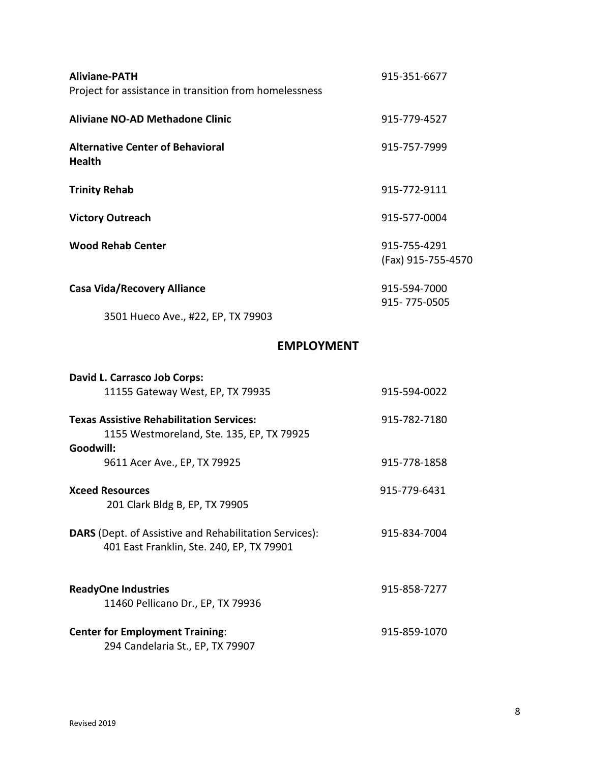**Aliviane-PATH** 915-351-6677
Project for assistance in transition from homelessness

**Aliviane NO-AD Methadone Clinic** 915-779-4527

**Alternative Center of Behavioral Health** 915-757-7999

**Trinity Rehab** 915-772-9111

**Victory Outreach** 915-577-0004

**Wood Rehab Center** 915-755-4291
(Fax) 915-755-4570

**Casa Vida/Recovery Alliance** 915-594-7000
915- 775-0505
3501 Hueco Ave., #22, EP, TX 79903

## EMPLOYMENT

**David L. Carrasco Job Corps:**
11155 Gateway West, EP, TX 79935 915-594-0022

**Texas Assistive Rehabilitation Services:** 915-782-7180
1155 Westmoreland, Ste. 135, EP, TX 79925

**Goodwill:**
9611 Acer Ave., EP, TX 79925 915-778-1858

**Xceed Resources** 915-779-6431
201 Clark Bldg B, EP, TX 79905

**DARS** (Dept. of Assistive and Rehabilitation Services): 915-834-7004
401 East Franklin, Ste. 240, EP, TX 79901

**ReadyOne Industries** 915-858-7277
11460 Pellicano Dr., EP, TX 79936

**Center for Employment Training**: 915-859-1070
294 Candelaria St., EP, TX 79907

Revised 2019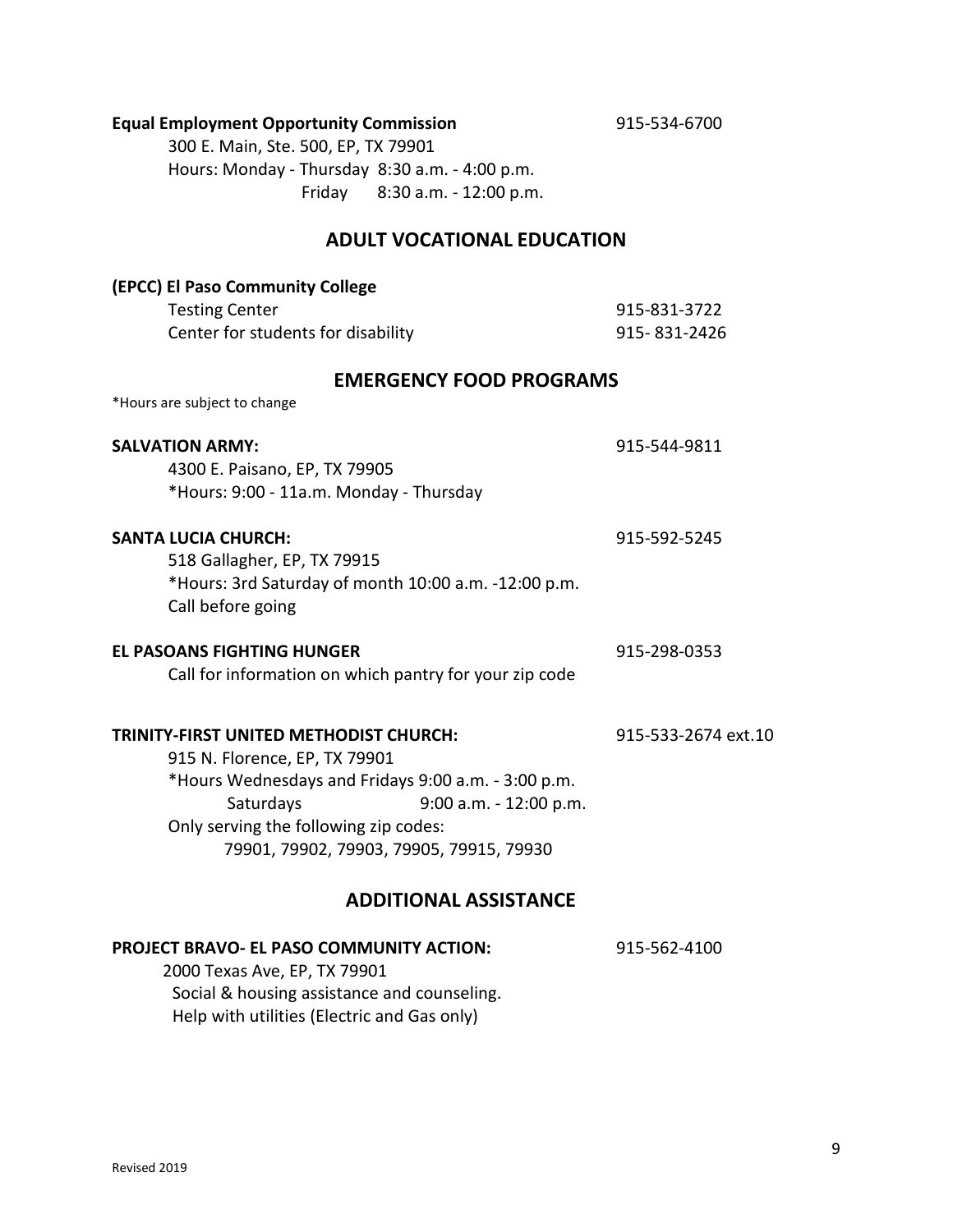**Equal Employment Opportunity Commission** 915-534-6700

300 E. Main, Ste. 500, EP, TX 79901
Hours: Monday - Thursday 8:30 a.m. - 4:00 p.m.
Friday 8:30 a.m. - 12:00 p.m.

## ADULT VOCATIONAL EDUCATION

**(EPCC) El Paso Community College**

Testing Center 915-831-3722
Center for students for disability 915- 831-2426

## EMERGENCY FOOD PROGRAMS

*Hours are subject to change

**SALVATION ARMY:** 915-544-9811

4300 E. Paisano, EP, TX 79905
*Hours: 9:00 - 11a.m. Monday - Thursday

**SANTA LUCIA CHURCH:** 915-592-5245

518 Gallagher, EP, TX 79915
*Hours: 3rd Saturday of month 10:00 a.m. -12:00 p.m.
Call before going

**EL PASOANS FIGHTING HUNGER** 915-298-0353

Call for information on which pantry for your zip code

**TRINITY-FIRST UNITED METHODIST CHURCH:** 915-533-2674 ext.10

915 N. Florence, EP, TX 79901
*Hours Wednesdays and Fridays 9:00 a.m. - 3:00 p.m.
Saturdays 9:00 a.m. - 12:00 p.m.
Only serving the following zip codes:
79901, 79902, 79903, 79905, 79915, 79930

## ADDITIONAL ASSISTANCE

**PROJECT BRAVO- EL PASO COMMUNITY ACTION:** 915-562-4100

2000 Texas Ave, EP, TX 79901
Social & housing assistance and counseling.
Help with utilities (Electric and Gas only)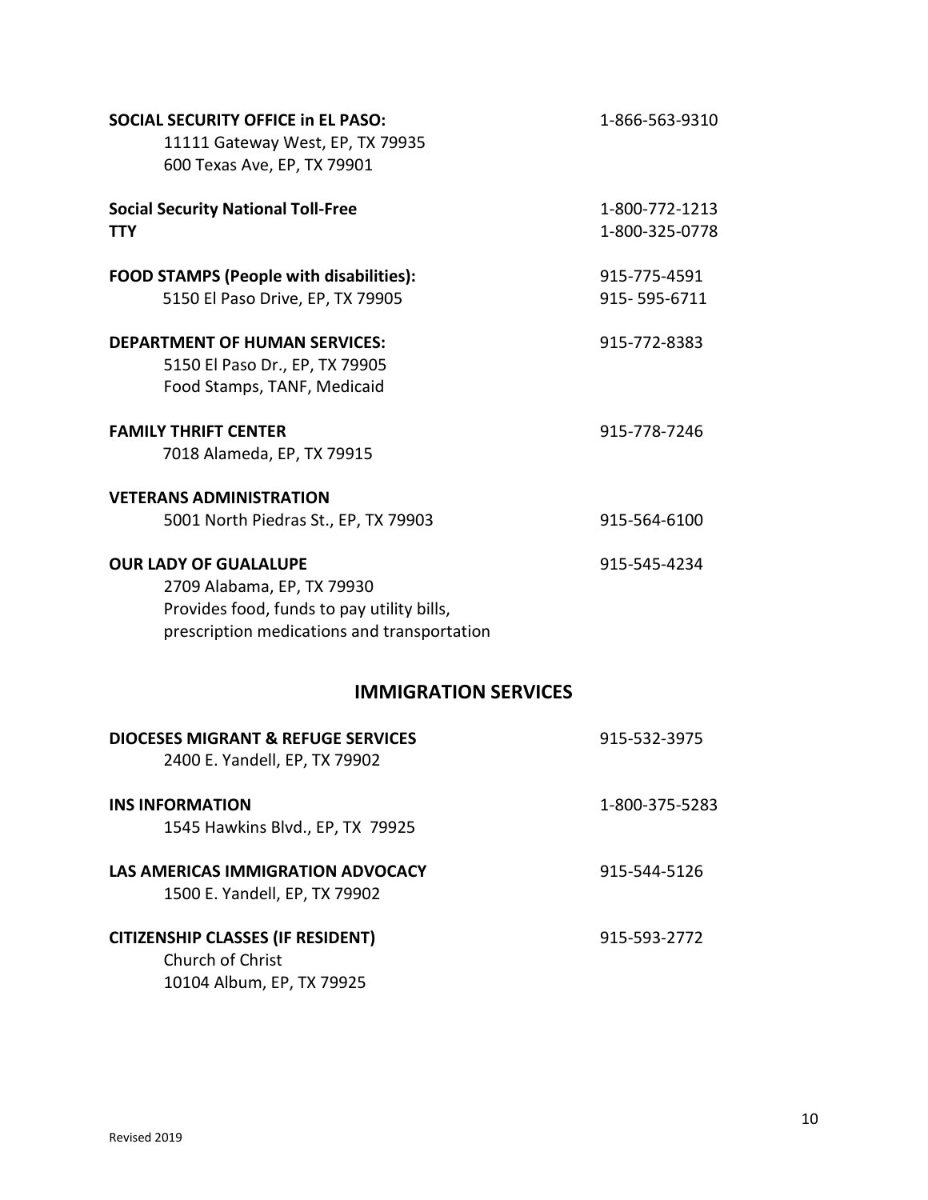**SOCIAL SECURITY OFFICE in EL PASO:** 1-866-563-9310
11111 Gateway West, EP, TX 79935
600 Texas Ave, EP, TX 79901

**Social Security National Toll-Free** 1-800-772-1213
**TTY** 1-800-325-0778

**FOOD STAMPS (People with disabilities):** 915-775-4591
5150 El Paso Drive, EP, TX 79905 915- 595-6711

**DEPARTMENT OF HUMAN SERVICES:** 915-772-8383
5150 El Paso Dr., EP, TX 79905
Food Stamps, TANF, Medicaid

**FAMILY THRIFT CENTER** 915-778-7246
7018 Alameda, EP, TX 79915

**VETERANS ADMINISTRATION**
5001 North Piedras St., EP, TX 79903 915-564-6100

**OUR LADY OF GUALALUPE** 915-545-4234
2709 Alabama, EP, TX 79930
Provides food, funds to pay utility bills,
prescription medications and transportation

## IMMIGRATION SERVICES

**DIOCESES MIGRANT & REFUGE SERVICES** 915-532-3975
2400 E. Yandell, EP, TX 79902

**INS INFORMATION** 1-800-375-5283
1545 Hawkins Blvd., EP, TX 79925

**LAS AMERICAS IMMIGRATION ADVOCACY** 915-544-5126
1500 E. Yandell, EP, TX 79902

**CITIZENSHIP CLASSES (IF RESIDENT)** 915-593-2772
Church of Christ
10104 Album, EP, TX 79925

Revised 2019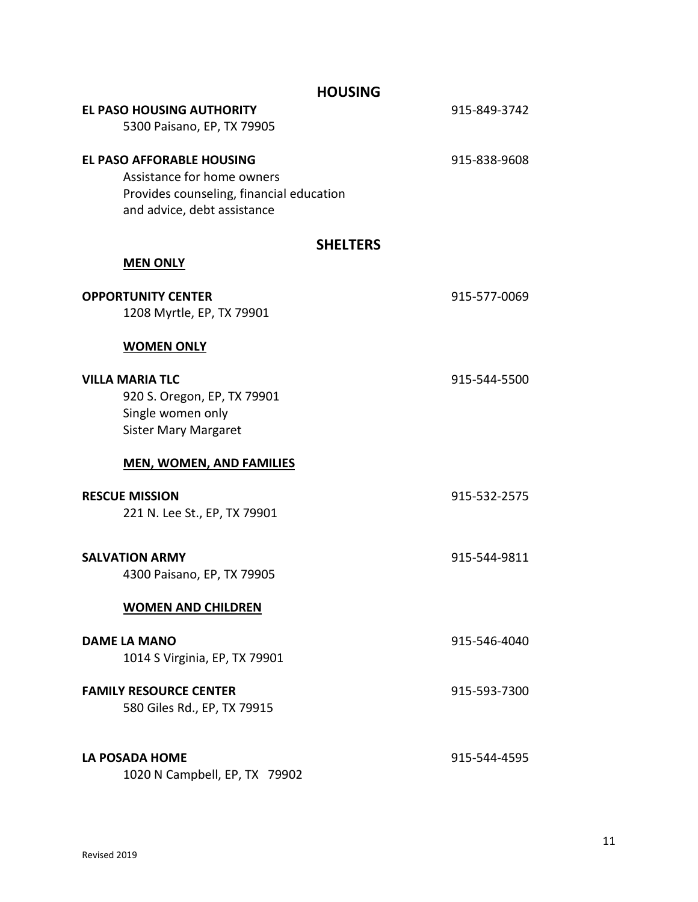## HOUSING

**EL PASO HOUSING AUTHORITY** 915-849-3742
5300 Paisano, EP, TX 79905

**EL PASO AFFORABLE HOUSING** 915-838-9608
Assistance for home owners
Provides counseling, financial education
and advice, debt assistance

## SHELTERS

### MEN ONLY

**OPPORTUNITY CENTER** 915-577-0069
1208 Myrtle, EP, TX 79901

### WOMEN ONLY

**VILLA MARIA TLC** 915-544-5500
920 S. Oregon, EP, TX 79901
Single women only
Sister Mary Margaret

### MEN, WOMEN, AND FAMILIES

**RESCUE MISSION** 915-532-2575
221 N. Lee St., EP, TX 79901

**SALVATION ARMY** 915-544-9811
4300 Paisano, EP, TX 79905

### WOMEN AND CHILDREN

**DAME LA MANO** 915-546-4040
1014 S Virginia, EP, TX 79901

**FAMILY RESOURCE CENTER** 915-593-7300
580 Giles Rd., EP, TX 79915

**LA POSADA HOME** 915-544-4595
1020 N Campbell, EP, TX 79902

Revised 2019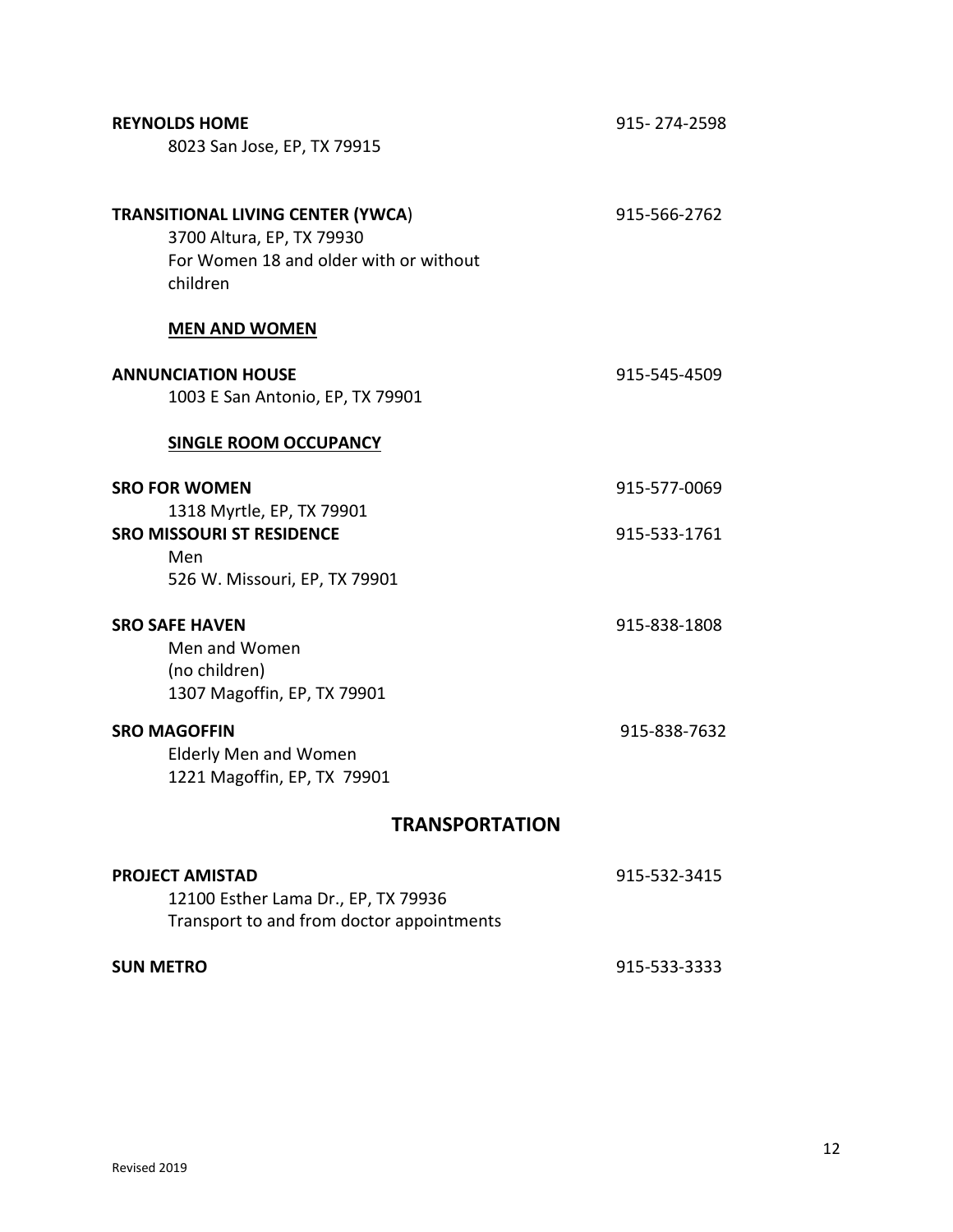**REYNOLDS HOME** 915- 274-2598
8023 San Jose, EP, TX 79915

**TRANSITIONAL LIVING CENTER (YWCA**) 915-566-2762
3700 Altura, EP, TX 79930
For Women 18 and older with or without children

**MEN AND WOMEN**

**ANNUNCIATION HOUSE** 915-545-4509
1003 E San Antonio, EP, TX 79901

**SINGLE ROOM OCCUPANCY**

**SRO FOR WOMEN** 915-577-0069
1318 Myrtle, EP, TX 79901

**SRO MISSOURI ST RESIDENCE** 915-533-1761
Men
526 W. Missouri, EP, TX 79901

**SRO SAFE HAVEN** 915-838-1808
Men and Women
(no children)
1307 Magoffin, EP, TX 79901

**SRO MAGOFFIN** 915-838-7632
Elderly Men and Women
1221 Magoffin, EP, TX 79901

## TRANSPORTATION

**PROJECT AMISTAD** 915-532-3415
12100 Esther Lama Dr., EP, TX 79936
Transport to and from doctor appointments

**SUN METRO** 915-533-3333

Revised 2019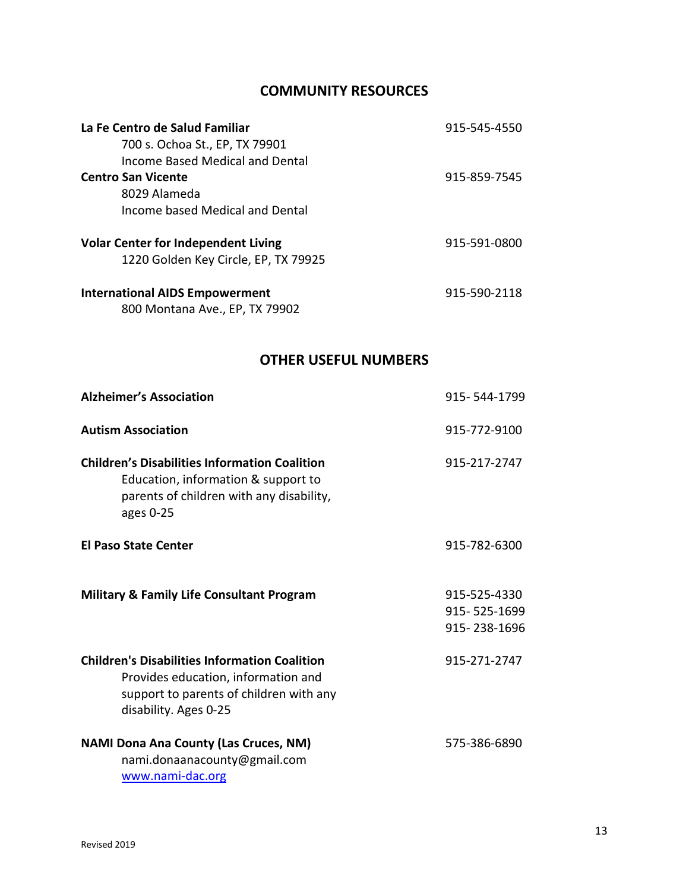## COMMUNITY RESOURCES

**La Fe Centro de Salud Familiar** — 915-545-4550
700 s. Ochoa St., EP, TX 79901
Income Based Medical and Dental

**Centro San Vicente** — 915-859-7545
8029 Alameda
Income based Medical and Dental

**Volar Center for Independent Living** — 915-591-0800
1220 Golden Key Circle, EP, TX 79925

**International AIDS Empowerment** — 915-590-2118
800 Montana Ave., EP, TX 79902

## OTHER USEFUL NUMBERS

**Alzheimer's Association** — 915- 544-1799

**Autism Association** — 915-772-9100

**Children's Disabilities Information Coalition** — 915-217-2747
Education, information & support to parents of children with any disability, ages 0-25

**El Paso State Center** — 915-782-6300

**Military & Family Life Consultant Program** — 915-525-4330, 915- 525-1699, 915- 238-1696

**Children's Disabilities Information Coalition** — 915-271-2747
Provides education, information and support to parents of children with any disability. Ages 0-25

**NAMI Dona Ana County (Las Cruces, NM)** — 575-386-6890
nami.donaanacounty@gmail.com
[www.nami-dac.org](http://www.nami-dac.org)

Revised 2019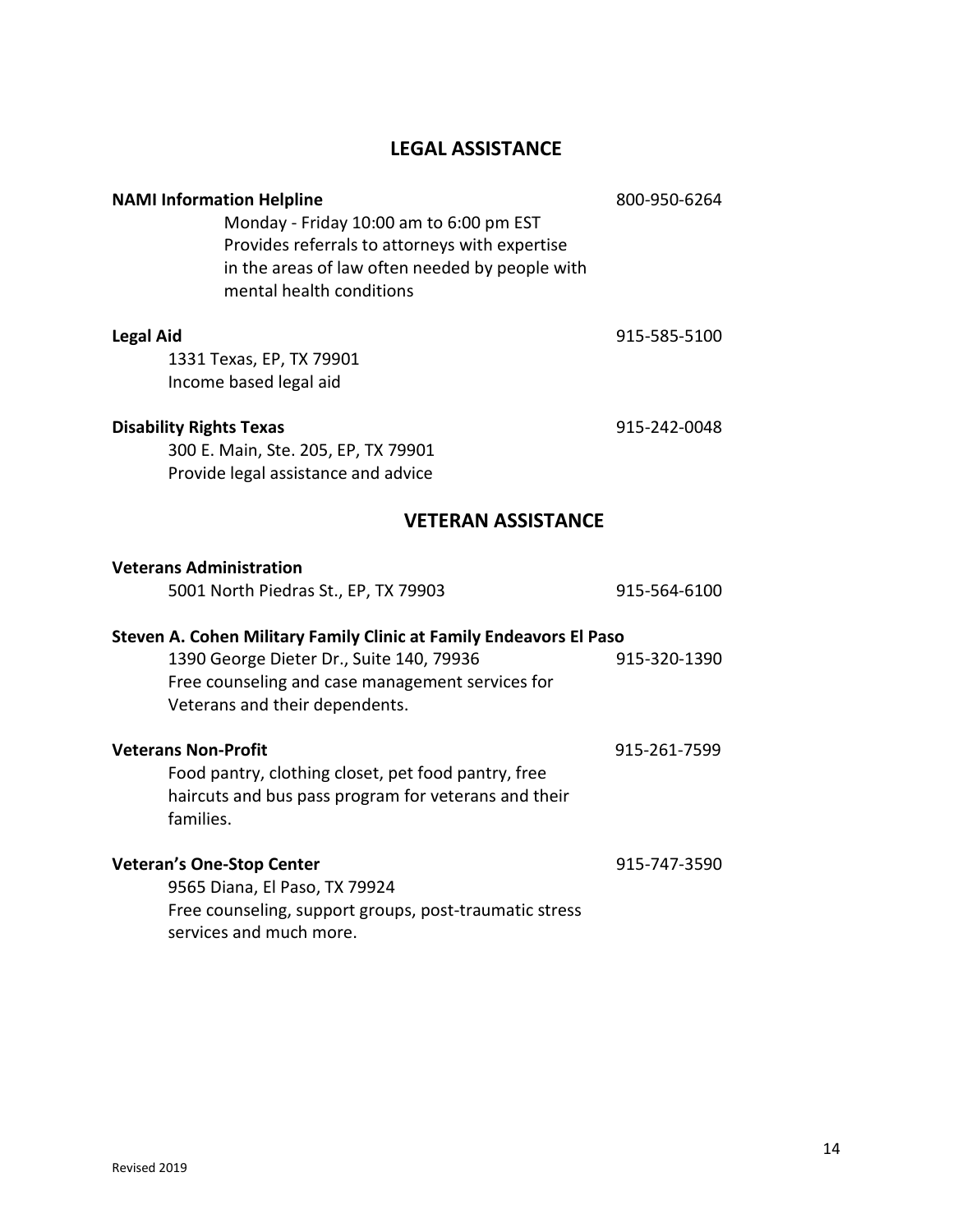## LEGAL ASSISTANCE

**NAMI Information Helpline** 800-950-6264

Monday - Friday 10:00 am to 6:00 pm EST
Provides referrals to attorneys with expertise in the areas of law often needed by people with mental health conditions

**Legal Aid** 915-585-5100

1331 Texas, EP, TX 79901
Income based legal aid

**Disability Rights Texas** 915-242-0048

300 E. Main, Ste. 205, EP, TX 79901
Provide legal assistance and advice

## VETERAN ASSISTANCE

**Veterans Administration**

5001 North Piedras St., EP, TX 79903 915-564-6100

**Steven A. Cohen Military Family Clinic at Family Endeavors El Paso**

1390 George Dieter Dr., Suite 140, 79936 915-320-1390
Free counseling and case management services for Veterans and their dependents.

**Veterans Non-Profit** 915-261-7599

Food pantry, clothing closet, pet food pantry, free haircuts and bus pass program for veterans and their families.

**Veteran's One-Stop Center** 915-747-3590

9565 Diana, El Paso, TX 79924
Free counseling, support groups, post-traumatic stress services and much more.

Revised 2019